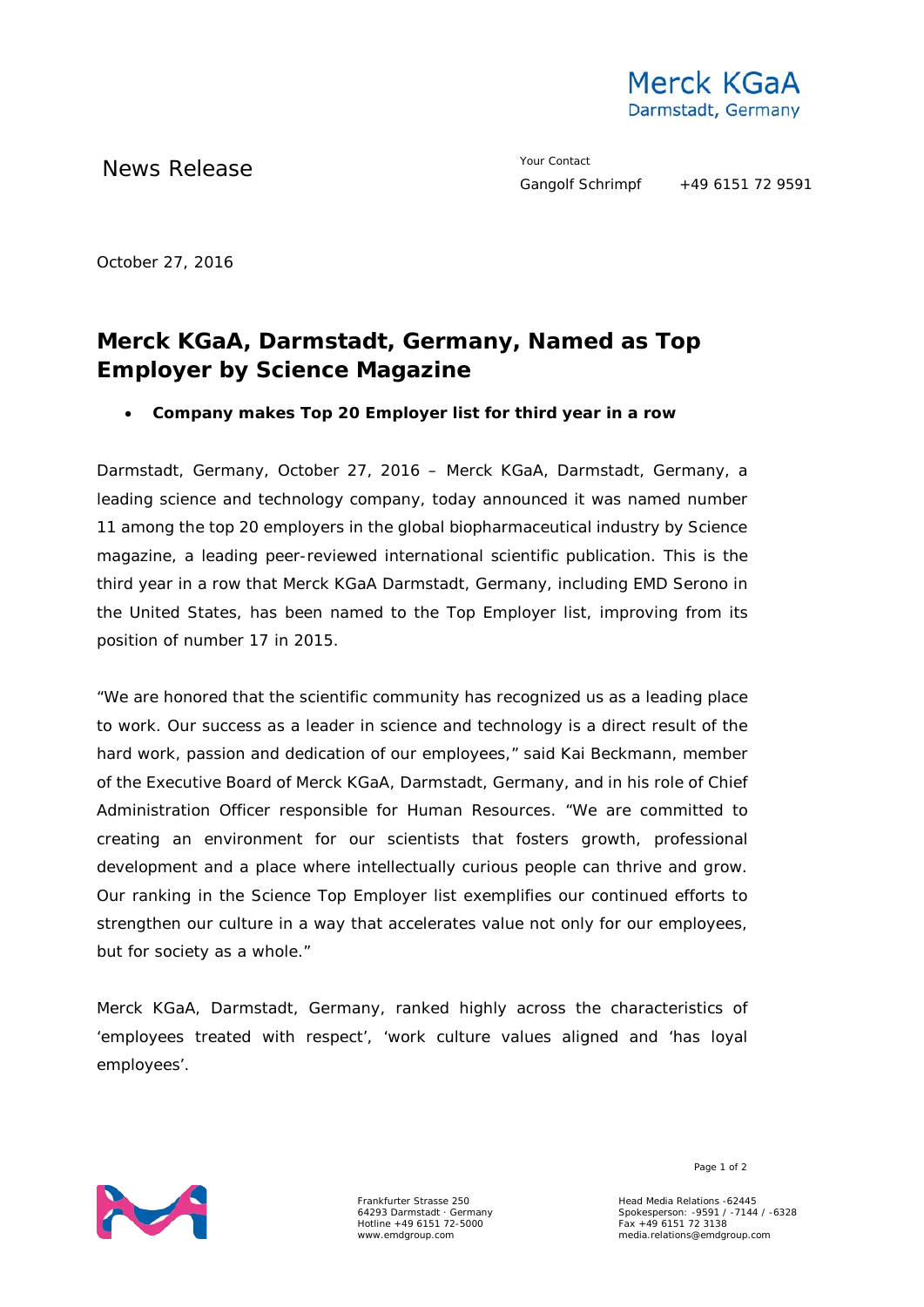Merck KGaA
Darmstadt, Germany

News Release

Your Contact
Gangolf Schrimpf +49 6151 72 9591

October 27, 2016

# Merck KGaA, Darmstadt, Germany, Named as Top Employer by Science Magazine

- **Company makes Top 20 Employer list for third year in a row**

Darmstadt, Germany, October 27, 2016 – Merck KGaA, Darmstadt, Germany, a leading science and technology company, today announced it was named number 11 among the top 20 employers in the global biopharmaceutical industry by Science magazine, a leading peer-reviewed international scientific publication. This is the third year in a row that Merck KGaA Darmstadt, Germany, including EMD Serono in the United States, has been named to the Top Employer list, improving from its position of number 17 in 2015.

"We are honored that the scientific community has recognized us as a leading place to work. Our success as a leader in science and technology is a direct result of the hard work, passion and dedication of our employees," said Kai Beckmann, member of the Executive Board of Merck KGaA, Darmstadt, Germany, and in his role of Chief Administration Officer responsible for Human Resources. "We are committed to creating an environment for our scientists that fosters growth, professional development and a place where intellectually curious people can thrive and grow. Our ranking in the Science Top Employer list exemplifies our continued efforts to strengthen our culture in a way that accelerates value not only for our employees, but for society as a whole."

Merck KGaA, Darmstadt, Germany, ranked highly across the characteristics of 'employees treated with respect', 'work culture values aligned and 'has loyal employees'.

Frankfurter Strasse 250
64293 Darmstadt · Germany
Hotline +49 6151 72-5000
www.emdgroup.com

Head Media Relations -62445
Spokesperson: -9591 / -7144 / -6328
Fax +49 6151 72 3138
media.relations@emdgroup.com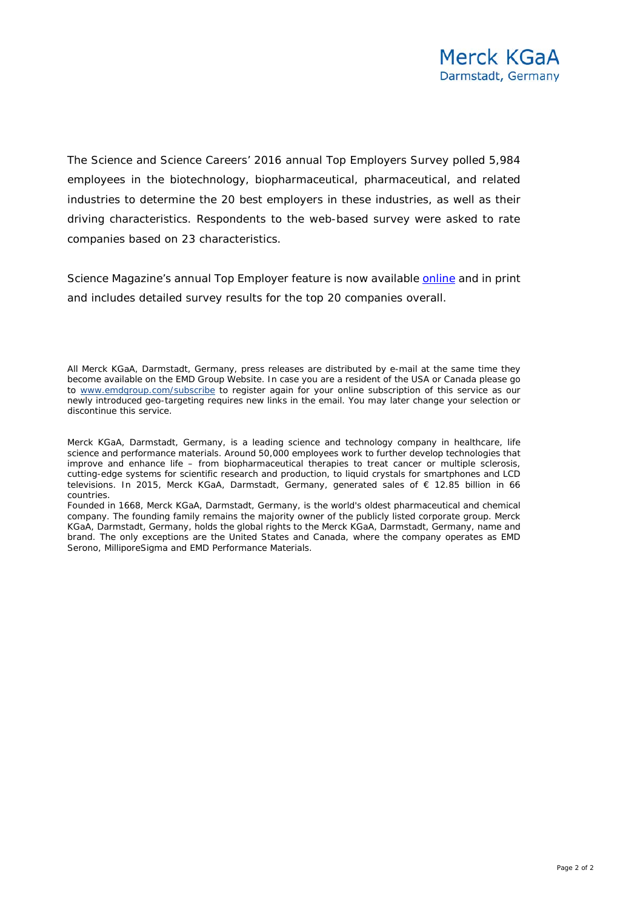The Science and Science Careers' 2016 annual Top Employers Survey polled 5,984 employees in the biotechnology, biopharmaceutical, pharmaceutical, and related industries to determine the 20 best employers in these industries, as well as their driving characteristics. Respondents to the web-based survey were asked to rate companies based on 23 characteristics.

Science Magazine's annual Top Employer feature is now available online and in print and includes detailed survey results for the top 20 companies overall.

All Merck KGaA, Darmstadt, Germany, press releases are distributed by e-mail at the same time they become available on the EMD Group Website. In case you are a resident of the USA or Canada please go to www.emdgroup.com/subscribe to register again for your online subscription of this service as our newly introduced geo-targeting requires new links in the email. You may later change your selection or discontinue this service.

Merck KGaA, Darmstadt, Germany, is a leading science and technology company in healthcare, life science and performance materials. Around 50,000 employees work to further develop technologies that improve and enhance life – from biopharmaceutical therapies to treat cancer or multiple sclerosis, cutting-edge systems for scientific research and production, to liquid crystals for smartphones and LCD televisions. In 2015, Merck KGaA, Darmstadt, Germany, generated sales of € 12.85 billion in 66 countries.

Founded in 1668, Merck KGaA, Darmstadt, Germany, is the world's oldest pharmaceutical and chemical company. The founding family remains the majority owner of the publicly listed corporate group. Merck KGaA, Darmstadt, Germany, holds the global rights to the Merck KGaA, Darmstadt, Germany, name and brand. The only exceptions are the United States and Canada, where the company operates as EMD Serono, MilliporeSigma and EMD Performance Materials.